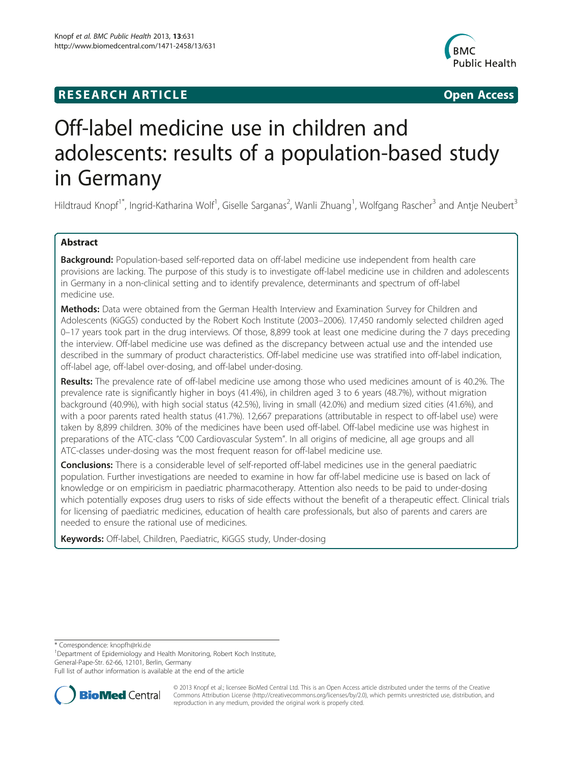**RESEARCH ARTICLE** **Open Access**

# Off-label medicine use in children and adolescents: results of a population-based study in Germany

Hildtraud Knopf[1*], Ingrid-Katharina Wolf[1], Giselle Sarganas[2], Wanli Zhuang[1], Wolfgang Rascher[3] and Antje Neubert[3]

## Abstract

**Background:** Population-based self-reported data on off-label medicine use independent from health care provisions are lacking. The purpose of this study is to investigate off-label medicine use in children and adolescents in Germany in a non-clinical setting and to identify prevalence, determinants and spectrum of off-label medicine use.

**Methods:** Data were obtained from the German Health Interview and Examination Survey for Children and Adolescents (KiGGS) conducted by the Robert Koch Institute (2003–2006). 17,450 randomly selected children aged 0–17 years took part in the drug interviews. Of those, 8,899 took at least one medicine during the 7 days preceding the interview. Off-label medicine use was defined as the discrepancy between actual use and the intended use described in the summary of product characteristics. Off-label medicine use was stratified into off-label indication, off-label age, off-label over-dosing, and off-label under-dosing.

**Results:** The prevalence rate of off-label medicine use among those who used medicines amount of is 40.2%. The prevalence rate is significantly higher in boys (41.4%), in children aged 3 to 6 years (48.7%), without migration background (40.9%), with high social status (42.5%), living in small (42.0%) and medium sized cities (41.6%), and with a poor parents rated health status (41.7%). 12,667 preparations (attributable in respect to off-label use) were taken by 8,899 children. 30% of the medicines have been used off-label. Off-label medicine use was highest in preparations of the ATC-class "C00 Cardiovascular System". In all origins of medicine, all age groups and all ATC-classes under-dosing was the most frequent reason for off-label medicine use.

**Conclusions:** There is a considerable level of self-reported off-label medicines use in the general paediatric population. Further investigations are needed to examine in how far off-label medicine use is based on lack of knowledge or on empiricism in paediatric pharmacotherapy. Attention also needs to be paid to under-dosing which potentially exposes drug users to risks of side effects without the benefit of a therapeutic effect. Clinical trials for licensing of paediatric medicines, education of health care professionals, but also of parents and carers are needed to ensure the rational use of medicines.

**Keywords:** Off-label, Children, Paediatric, KiGGS study, Under-dosing

---

\* Correspondence: knopfh@rki.de
[1]Department of Epidemiology and Health Monitoring, Robert Koch Institute, General-Pape-Str. 62-66, 12101, Berlin, Germany
Full list of author information is available at the end of the article

© 2013 Knopf et al.; licensee BioMed Central Ltd. This is an Open Access article distributed under the terms of the Creative Commons Attribution License (http://creativecommons.org/licenses/by/2.0), which permits unrestricted use, distribution, and reproduction in any medium, provided the original work is properly cited.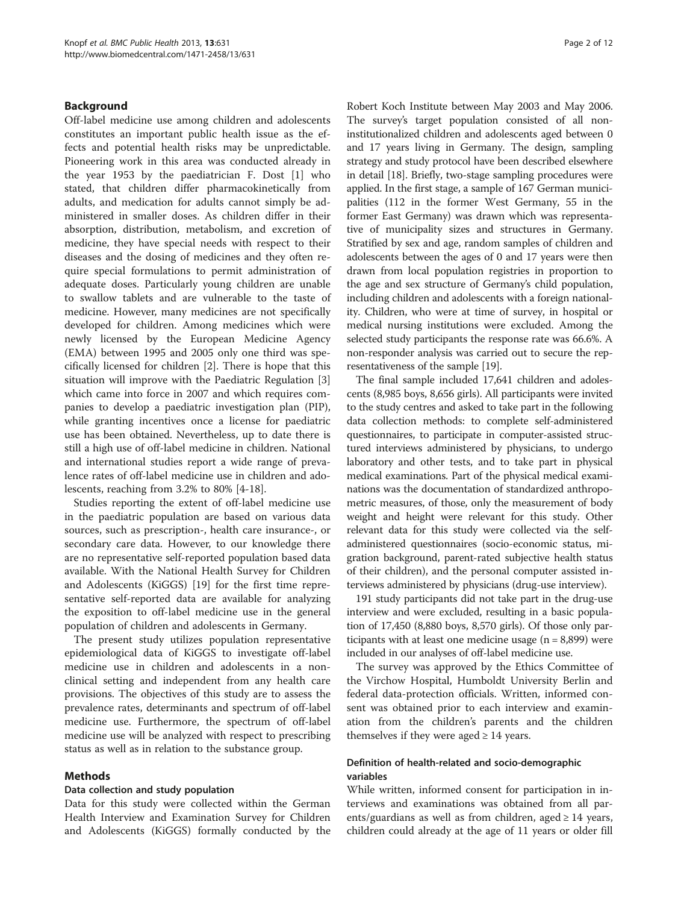## Background

Off-label medicine use among children and adolescents constitutes an important public health issue as the effects and potential health risks may be unpredictable. Pioneering work in this area was conducted already in the year 1953 by the paediatrician F. Dost [1] who stated, that children differ pharmacokinetically from adults, and medication for adults cannot simply be administered in smaller doses. As children differ in their absorption, distribution, metabolism, and excretion of medicine, they have special needs with respect to their diseases and the dosing of medicines and they often require special formulations to permit administration of adequate doses. Particularly young children are unable to swallow tablets and are vulnerable to the taste of medicine. However, many medicines are not specifically developed for children. Among medicines which were newly licensed by the European Medicine Agency (EMA) between 1995 and 2005 only one third was specifically licensed for children [2]. There is hope that this situation will improve with the Paediatric Regulation [3] which came into force in 2007 and which requires companies to develop a paediatric investigation plan (PIP), while granting incentives once a license for paediatric use has been obtained. Nevertheless, up to date there is still a high use of off-label medicine in children. National and international studies report a wide range of prevalence rates of off-label medicine use in children and adolescents, reaching from 3.2% to 80% [4-18].

Studies reporting the extent of off-label medicine use in the paediatric population are based on various data sources, such as prescription-, health care insurance-, or secondary care data. However, to our knowledge there are no representative self-reported population based data available. With the National Health Survey for Children and Adolescents (KiGGS) [19] for the first time representative self-reported data are available for analyzing the exposition to off-label medicine use in the general population of children and adolescents in Germany.

The present study utilizes population representative epidemiological data of KiGGS to investigate off-label medicine use in children and adolescents in a non-clinical setting and independent from any health care provisions. The objectives of this study are to assess the prevalence rates, determinants and spectrum of off-label medicine use. Furthermore, the spectrum of off-label medicine use will be analyzed with respect to prescribing status as well as in relation to the substance group.

## Methods

### Data collection and study population

Data for this study were collected within the German Health Interview and Examination Survey for Children and Adolescents (KiGGS) formally conducted by the Robert Koch Institute between May 2003 and May 2006. The survey's target population consisted of all non-institutionalized children and adolescents aged between 0 and 17 years living in Germany. The design, sampling strategy and study protocol have been described elsewhere in detail [18]. Briefly, two-stage sampling procedures were applied. In the first stage, a sample of 167 German municipalities (112 in the former West Germany, 55 in the former East Germany) was drawn which was representative of municipality sizes and structures in Germany. Stratified by sex and age, random samples of children and adolescents between the ages of 0 and 17 years were then drawn from local population registries in proportion to the age and sex structure of Germany's child population, including children and adolescents with a foreign nationality. Children, who were at time of survey, in hospital or medical nursing institutions were excluded. Among the selected study participants the response rate was 66.6%. A non-responder analysis was carried out to secure the representativeness of the sample [19].

The final sample included 17,641 children and adolescents (8,985 boys, 8,656 girls). All participants were invited to the study centres and asked to take part in the following data collection methods: to complete self-administered questionnaires, to participate in computer-assisted structured interviews administered by physicians, to undergo laboratory and other tests, and to take part in physical medical examinations. Part of the physical medical examinations was the documentation of standardized anthropometric measures, of those, only the measurement of body weight and height were relevant for this study. Other relevant data for this study were collected via the self-administered questionnaires (socio-economic status, migration background, parent-rated subjective health status of their children), and the personal computer assisted interviews administered by physicians (drug-use interview).

191 study participants did not take part in the drug-use interview and were excluded, resulting in a basic population of 17,450 (8,880 boys, 8,570 girls). Of those only participants with at least one medicine usage (n = 8,899) were included in our analyses of off-label medicine use.

The survey was approved by the Ethics Committee of the Virchow Hospital, Humboldt University Berlin and federal data-protection officials. Written, informed consent was obtained prior to each interview and examination from the children's parents and the children themselves if they were aged ≥ 14 years.

### Definition of health-related and socio-demographic variables

While written, informed consent for participation in interviews and examinations was obtained from all parents/guardians as well as from children, aged ≥ 14 years, children could already at the age of 11 years or older fill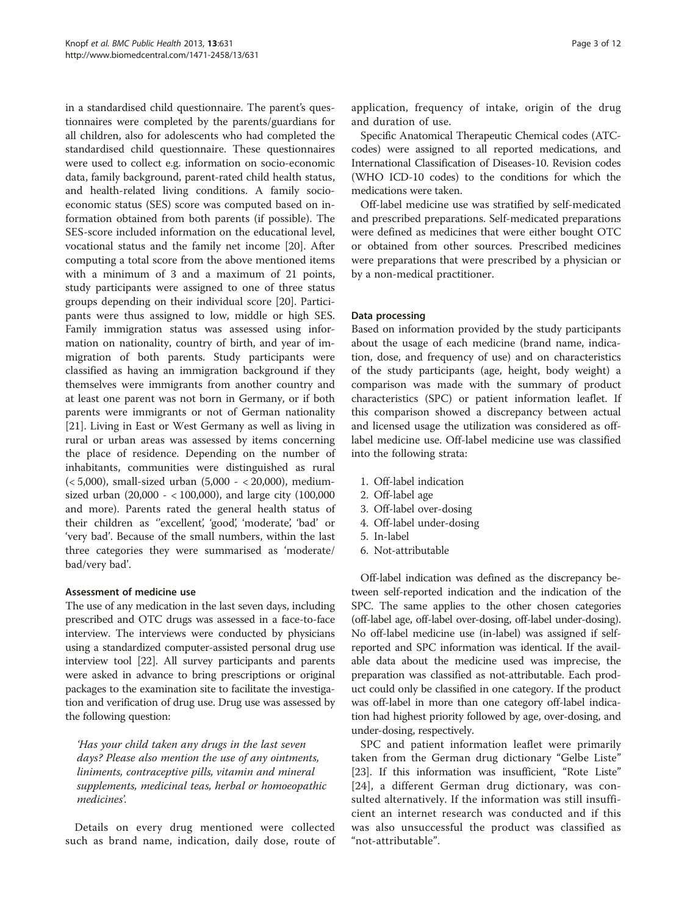in a standardised child questionnaire. The parent's questionnaires were completed by the parents/guardians for all children, also for adolescents who had completed the standardised child questionnaire. These questionnaires were used to collect e.g. information on socio-economic data, family background, parent-rated child health status, and health-related living conditions. A family socio-economic status (SES) score was computed based on information obtained from both parents (if possible). The SES-score included information on the educational level, vocational status and the family net income [20]. After computing a total score from the above mentioned items with a minimum of 3 and a maximum of 21 points, study participants were assigned to one of three status groups depending on their individual score [20]. Participants were thus assigned to low, middle or high SES. Family immigration status was assessed using information on nationality, country of birth, and year of immigration of both parents. Study participants were classified as having an immigration background if they themselves were immigrants from another country and at least one parent was not born in Germany, or if both parents were immigrants or not of German nationality [21]. Living in East or West Germany as well as living in rural or urban areas was assessed by items concerning the place of residence. Depending on the number of inhabitants, communities were distinguished as rural (< 5,000), small-sized urban (5,000 - < 20,000), medium-sized urban (20,000 - < 100,000), and large city (100,000 and more). Parents rated the general health status of their children as ''excellent', 'good', 'moderate', 'bad' or 'very bad'. Because of the small numbers, within the last three categories they were summarised as 'moderate/bad/very bad'.

### Assessment of medicine use

The use of any medication in the last seven days, including prescribed and OTC drugs was assessed in a face-to-face interview. The interviews were conducted by physicians using a standardized computer-assisted personal drug use interview tool [22]. All survey participants and parents were asked in advance to bring prescriptions or original packages to the examination site to facilitate the investigation and verification of drug use. Drug use was assessed by the following question:

> *'Has your child taken any drugs in the last seven days? Please also mention the use of any ointments, liniments, contraceptive pills, vitamin and mineral supplements, medicinal teas, herbal or homoeopathic medicines'.*

Details on every drug mentioned were collected such as brand name, indication, daily dose, route of application, frequency of intake, origin of the drug and duration of use.

Specific Anatomical Therapeutic Chemical codes (ATC-codes) were assigned to all reported medications, and International Classification of Diseases-10. Revision codes (WHO ICD-10 codes) to the conditions for which the medications were taken.

Off-label medicine use was stratified by self-medicated and prescribed preparations. Self-medicated preparations were defined as medicines that were either bought OTC or obtained from other sources. Prescribed medicines were preparations that were prescribed by a physician or by a non-medical practitioner.

### Data processing

Based on information provided by the study participants about the usage of each medicine (brand name, indication, dose, and frequency of use) and on characteristics of the study participants (age, height, body weight) a comparison was made with the summary of product characteristics (SPC) or patient information leaflet. If this comparison showed a discrepancy between actual and licensed usage the utilization was considered as off-label medicine use. Off-label medicine use was classified into the following strata:

1. Off-label indication
2. Off-label age
3. Off-label over-dosing
4. Off-label under-dosing
5. In-label
6. Not-attributable

Off-label indication was defined as the discrepancy between self-reported indication and the indication of the SPC. The same applies to the other chosen categories (off-label age, off-label over-dosing, off-label under-dosing). No off-label medicine use (in-label) was assigned if self-reported and SPC information was identical. If the available data about the medicine used was imprecise, the preparation was classified as not-attributable. Each product could only be classified in one category. If the product was off-label in more than one category off-label indication had highest priority followed by age, over-dosing, and under-dosing, respectively.

SPC and patient information leaflet were primarily taken from the German drug dictionary "Gelbe Liste" [23]. If this information was insufficient, "Rote Liste" [24], a different German drug dictionary, was consulted alternatively. If the information was still insufficient an internet research was conducted and if this was also unsuccessful the product was classified as "not-attributable".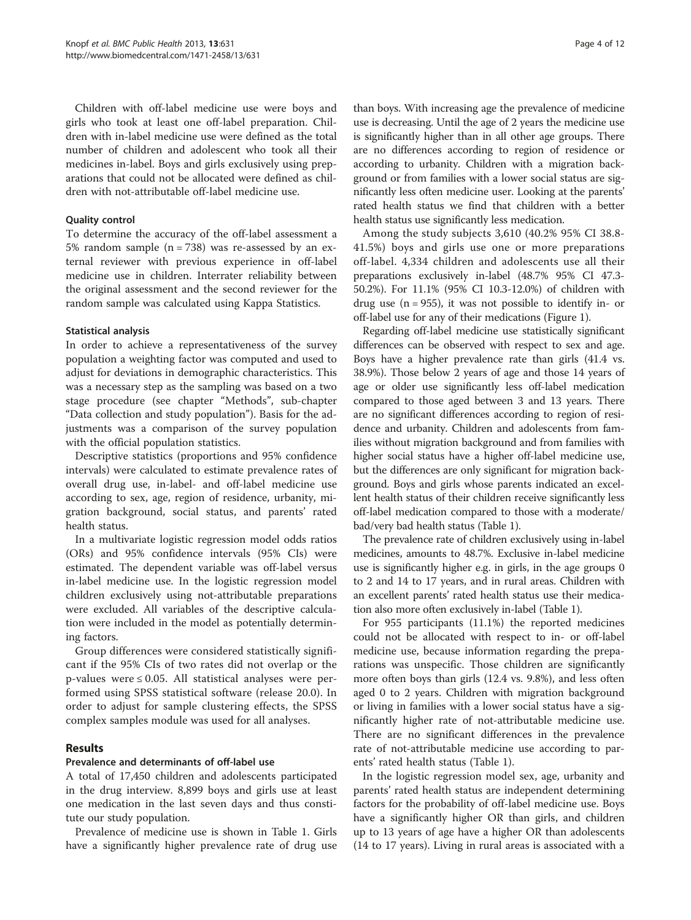Children with off-label medicine use were boys and girls who took at least one off-label preparation. Children with in-label medicine use were defined as the total number of children and adolescent who took all their medicines in-label. Boys and girls exclusively using preparations that could not be allocated were defined as children with not-attributable off-label medicine use.

### Quality control

To determine the accuracy of the off-label assessment a 5% random sample (n = 738) was re-assessed by an external reviewer with previous experience in off-label medicine use in children. Interrater reliability between the original assessment and the second reviewer for the random sample was calculated using Kappa Statistics.

### Statistical analysis

In order to achieve a representativeness of the survey population a weighting factor was computed and used to adjust for deviations in demographic characteristics. This was a necessary step as the sampling was based on a two stage procedure (see chapter "Methods", sub-chapter "Data collection and study population"). Basis for the adjustments was a comparison of the survey population with the official population statistics.

Descriptive statistics (proportions and 95% confidence intervals) were calculated to estimate prevalence rates of overall drug use, in-label- and off-label medicine use according to sex, age, region of residence, urbanity, migration background, social status, and parents' rated health status.

In a multivariate logistic regression model odds ratios (ORs) and 95% confidence intervals (95% CIs) were estimated. The dependent variable was off-label versus in-label medicine use. In the logistic regression model children exclusively using not-attributable preparations were excluded. All variables of the descriptive calculation were included in the model as potentially determining factors.

Group differences were considered statistically significant if the 95% CIs of two rates did not overlap or the p-values were ≤ 0.05. All statistical analyses were performed using SPSS statistical software (release 20.0). In order to adjust for sample clustering effects, the SPSS complex samples module was used for all analyses.

## Results

### Prevalence and determinants of off-label use

A total of 17,450 children and adolescents participated in the drug interview. 8,899 boys and girls use at least one medication in the last seven days and thus constitute our study population.

Prevalence of medicine use is shown in Table 1. Girls have a significantly higher prevalence rate of drug use than boys. With increasing age the prevalence of medicine use is decreasing. Until the age of 2 years the medicine use is significantly higher than in all other age groups. There are no differences according to region of residence or according to urbanity. Children with a migration background or from families with a lower social status are significantly less often medicine user. Looking at the parents' rated health status we find that children with a better health status use significantly less medication.

Among the study subjects 3,610 (40.2% 95% CI 38.8-41.5%) boys and girls use one or more preparations off-label. 4,334 children and adolescents use all their preparations exclusively in-label (48.7% 95% CI 47.3-50.2%). For 11.1% (95% CI 10.3-12.0%) of children with drug use (n = 955), it was not possible to identify in- or off-label use for any of their medications (Figure 1).

Regarding off-label medicine use statistically significant differences can be observed with respect to sex and age. Boys have a higher prevalence rate than girls (41.4 vs. 38.9%). Those below 2 years of age and those 14 years of age or older use significantly less off-label medication compared to those aged between 3 and 13 years. There are no significant differences according to region of residence and urbanity. Children and adolescents from families without migration background and from families with higher social status have a higher off-label medicine use, but the differences are only significant for migration background. Boys and girls whose parents indicated an excellent health status of their children receive significantly less off-label medication compared to those with a moderate/bad/very bad health status (Table 1).

The prevalence rate of children exclusively using in-label medicines, amounts to 48.7%. Exclusive in-label medicine use is significantly higher e.g. in girls, in the age groups 0 to 2 and 14 to 17 years, and in rural areas. Children with an excellent parents' rated health status use their medication also more often exclusively in-label (Table 1).

For 955 participants (11.1%) the reported medicines could not be allocated with respect to in- or off-label medicine use, because information regarding the preparations was unspecific. Those children are significantly more often boys than girls (12.4 vs. 9.8%), and less often aged 0 to 2 years. Children with migration background or living in families with a lower social status have a significantly higher rate of not-attributable medicine use. There are no significant differences in the prevalence rate of not-attributable medicine use according to parents' rated health status (Table 1).

In the logistic regression model sex, age, urbanity and parents' rated health status are independent determining factors for the probability of off-label medicine use. Boys have a significantly higher OR than girls, and children up to 13 years of age have a higher OR than adolescents (14 to 17 years). Living in rural areas is associated with a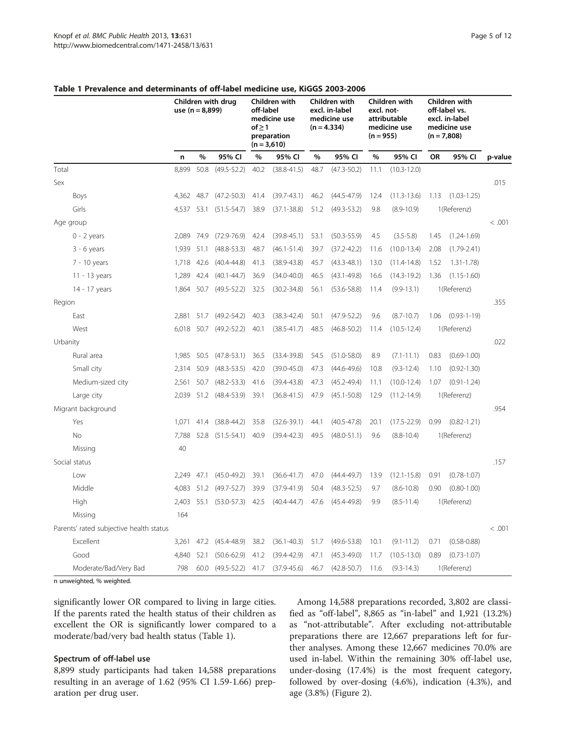**Table 1 Prevalence and determinants of off-label medicine use, KiGGS 2003-2006**

| | Children with drug use (n = 8,899) | | | Children with off-label medicine use of ≥ 1 preparation (n = 3,610) | | Children with excl. in-label medicine use (n = 4.334) | | Children with excl. not-attributable medicine use (n = 955) | | Children with off-label vs. excl. in-label medicine use (n = 7,808) | | |
|---|---|---|---|---|---|---|---|---|---|---|---|---|
| | n | % | 95% CI | % | 95% CI | % | 95% CI | % | 95% CI | OR | 95% CI | p-value |
| Total | 8,899 | 50.8 | (49.5-52.2) | 40.2 | (38.8-41.5) | 48.7 | (47.3-50.2) | 11.1 | (10.3-12.0) | | | |
| Sex | | | | | | | | | | | | .015 |
| Boys | 4,362 | 48.7 | (47.2-50.3) | 41.4 | (39.7-43.1) | 46.2 | (44.5-47.9) | 12.4 | (11.3-13.6) | 1.13 | (1.03-1.25) | |
| Girls | 4,537 | 53.1 | (51.5-54.7) | 38.9 | (37.1-38.8) | 51.2 | (49.3-53.2) | 9.8 | (8.9-10.9) | 1(Referenz) | | |
| Age group | | | | | | | | | | | | < .001 |
| 0 - 2 years | 2,089 | 74.9 | (72.9-76.9) | 42.4 | (39.8-45.1) | 53.1 | (50.3-55.9) | 4.5 | (3.5-5.8) | 1.45 | (1.24-1.69) | |
| 3 - 6 years | 1,939 | 51.1 | (48.8-53.3) | 48.7 | (46.1-51.4) | 39.7 | (37.2-42.2) | 11.6 | (10.0-13.4) | 2.08 | (1.79-2.41) | |
| 7 - 10 years | 1,718 | 42.6 | (40.4-44.8) | 41.3 | (38.9-43.8) | 45.7 | (43.3-48.1) | 13.0 | (11.4-14.8) | 1.52 | 1.31-1.78) | |
| 11 - 13 years | 1,289 | 42.4 | (40.1-44.7) | 36.9 | (34.0-40.0) | 46.5 | (43.1-49.8) | 16.6 | (14.3-19.2) | 1.36 | (1.15-1.60) | |
| 14 - 17 years | 1,864 | 50.7 | (49.5-52.2) | 32.5 | (30.2-34.8) | 56.1 | (53.6-58.8) | 11.4 | (9.9-13.1) | 1(Referenz) | | |
| Region | | | | | | | | | | | | .355 |
| East | 2,881 | 51.7 | (49.2-54.2) | 40.3 | (38.3-42.4) | 50.1 | (47.9-52.2) | 9.6 | (8.7-10.7) | 1.06 | (0.93-1-19) | |
| West | 6,018 | 50.7 | (49.2-52.2) | 40.1 | (38.5-41.7) | 48.5 | (46.8-50.2) | 11.4 | (10.5-12.4) | 1(Referenz) | | |
| Urbanity | | | | | | | | | | | | .022 |
| Rural area | 1,985 | 50.5 | (47.8-53.1) | 36.5 | (33.4-39.8) | 54.5 | (51.0-58.0) | 8.9 | (7.1-11.1) | 0.83 | (0.69-1.00) | |
| Small city | 2,314 | 50.9 | (48.3-53.5) | 42.0 | (39.0-45.0) | 47.3 | (44.6-49.6) | 10.8 | (9.3-12.4) | 1.10 | (0.92-1.30) | |
| Medium-sized city | 2,561 | 50.7 | (48.2-53.3) | 41.6 | (39.4-43.8) | 47.3 | (45.2-49.4) | 11.1 | (10.0-12.4) | 1.07 | (0.91-1.24) | |
| Large city | 2,039 | 51.2 | (48.4-53.9) | 39.1 | (36.8-41.5) | 47.9 | (45.1-50.8) | 12.9 | (11.2-14.9) | 1(Referenz) | | |
| Migrant background | | | | | | | | | | | | .954 |
| Yes | 1,071 | 41.4 | (38.8-44.2) | 35.8 | (32.6-39.1) | 44.1 | (40.5-47.8) | 20.1 | (17.5-22.9) | 0.99 | (0.82-1.21) | |
| No | 7,788 | 52.8 | (51.5-54.1) | 40.9 | (39.4-42.3) | 49.5 | (48.0-51.1) | 9.6 | (8.8-10.4) | 1(Referenz) | | |
| Missing | 40 | | | | | | | | | | | |
| Social status | | | | | | | | | | | | .157 |
| Low | 2,249 | 47.1 | (45.0-49.2) | 39.1 | (36.6-41.7) | 47.0 | (44.4-49.7) | 13.9 | (12.1-15.8) | 0.91 | (0.78-1.07) | |
| Middle | 4,083 | 51.2 | (49.7-52.7) | 39.9 | (37.9-41.9) | 50.4 | (48.3-52.5) | 9.7 | (8.6-10.8) | 0.90 | (0.80-1.00) | |
| High | 2,403 | 55.1 | (53.0-57.3) | 42.5 | (40.4-44.7) | 47.6 | (45.4-49.8) | 9.9 | (8.5-11.4) | 1(Referenz) | | |
| Missing | 164 | | | | | | | | | | | |
| Parents' rated subjective health status | | | | | | | | | | | | < .001 |
| Excellent | 3,261 | 47.2 | (45.4-48.9) | 38.2 | (36.1-40.3) | 51.7 | (49.6-53.8) | 10.1 | (9.1-11.2) | 0.71 | (0.58-0.88) | |
| Good | 4,840 | 52.1 | (50.6-62.9) | 41.2 | (39.4-42.9) | 47.1 | (45.3-49.0) | 11.7 | (10.5-13.0) | 0.89 | (0.73-1.07) | |
| Moderate/Bad/Very Bad | 798 | 60.0 | (49.5-52.2) | 41.7 | (37.9-45.6) | 46.7 | (42.8-50.7) | 11.6 | (9.3-14.3) | 1(Referenz) | | |

n unweighted, % weighted.

significantly lower OR compared to living in large cities. If the parents rated the health status of their children as excellent the OR is significantly lower compared to a moderate/bad/very bad health status (Table 1).

### Spectrum of off-label use

8,899 study participants had taken 14,588 preparations resulting in an average of 1.62 (95% CI 1.59-1.66) preparation per drug user.

Among 14,588 preparations recorded, 3,802 are classified as "off-label", 8,865 as "in-label" and 1,921 (13.2%) as "not-attributable". After excluding not-attributable preparations there are 12,667 preparations left for further analyses. Among these 12,667 medicines 70.0% are used in-label. Within the remaining 30% off-label use, under-dosing (17.4%) is the most frequent category, followed by over-dosing (4.6%), indication (4.3%), and age (3.8%) (Figure 2).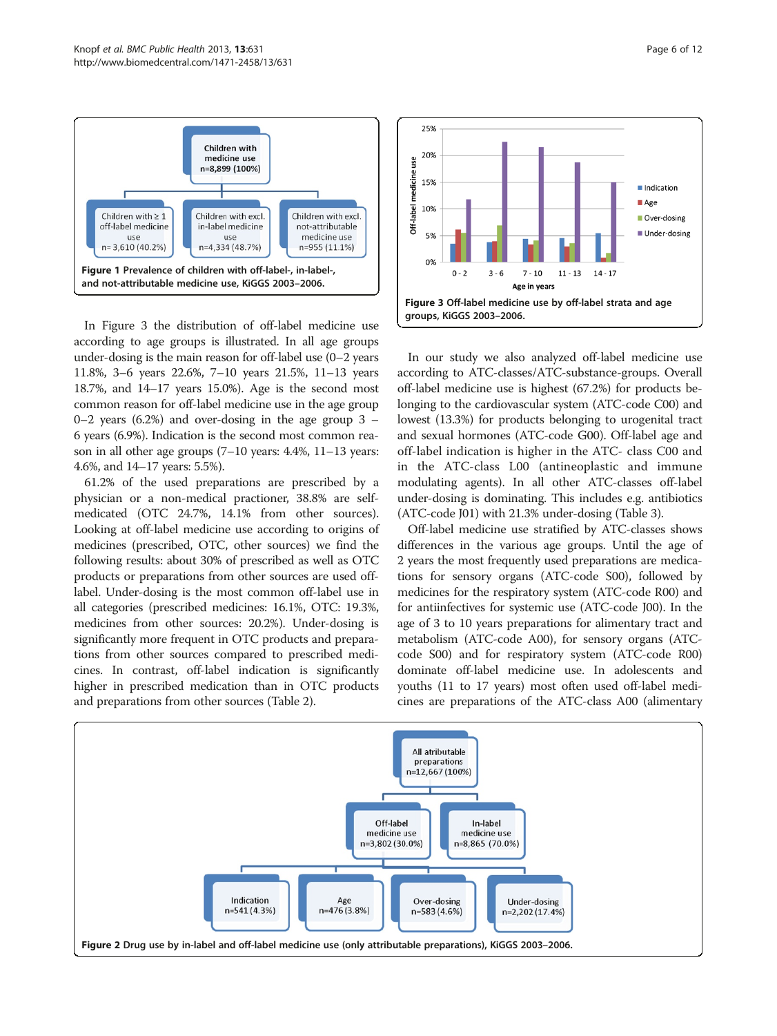Figure 1 Prevalence of children with off-label-, in-label-, and not-attributable medicine use, KiGGS 2003–2006.

In Figure 3 the distribution of off-label medicine use according to age groups is illustrated. In all age groups under-dosing is the main reason for off-label use (0–2 years 11.8%, 3–6 years 22.6%, 7–10 years 21.5%, 11–13 years 18.7%, and 14–17 years 15.0%). Age is the second most common reason for off-label medicine use in the age group 0–2 years (6.2%) and over-dosing in the age group 3 – 6 years (6.9%). Indication is the second most common reason in all other age groups (7–10 years: 4.4%, 11–13 years: 4.6%, and 14–17 years: 5.5%).

61.2% of the used preparations are prescribed by a physician or a non-medical practioner, 38.8% are self-medicated (OTC 24.7%, 14.1% from other sources). Looking at off-label medicine use according to origins of medicines (prescribed, OTC, other sources) we find the following results: about 30% of prescribed as well as OTC products or preparations from other sources are used off-label. Under-dosing is the most common off-label use in all categories (prescribed medicines: 16.1%, OTC: 19.3%, medicines from other sources: 20.2%). Under-dosing is significantly more frequent in OTC products and preparations from other sources compared to prescribed medicines. In contrast, off-label indication is significantly higher in prescribed medication than in OTC products and preparations from other sources (Table 2).

Figure 3 Off-label medicine use by off-label strata and age groups, KiGGS 2003–2006.

In our study we also analyzed off-label medicine use according to ATC-classes/ATC-substance-groups. Overall off-label medicine use is highest (67.2%) for products belonging to the cardiovascular system (ATC-code C00) and lowest (13.3%) for products belonging to urogenital tract and sexual hormones (ATC-code G00). Off-label age and off-label indication is higher in the ATC- class C00 and in the ATC-class L00 (antineoplastic and immune modulating agents). In all other ATC-classes off-label under-dosing is dominating. This includes e.g. antibiotics (ATC-code J01) with 21.3% under-dosing (Table 3).

Off-label medicine use stratified by ATC-classes shows differences in the various age groups. Until the age of 2 years the most frequently used preparations are medications for sensory organs (ATC-code S00), followed by medicines for the respiratory system (ATC-code R00) and for antiinfectives for systemic use (ATC-code J00). In the age of 3 to 10 years preparations for alimentary tract and metabolism (ATC-code A00), for sensory organs (ATC-code S00) and for respiratory system (ATC-code R00) dominate off-label medicine use. In adolescents and youths (11 to 17 years) most often used off-label medicines are preparations of the ATC-class A00 (alimentary

Figure 2 Drug use by in-label and off-label medicine use (only attributable preparations), KiGGS 2003–2006.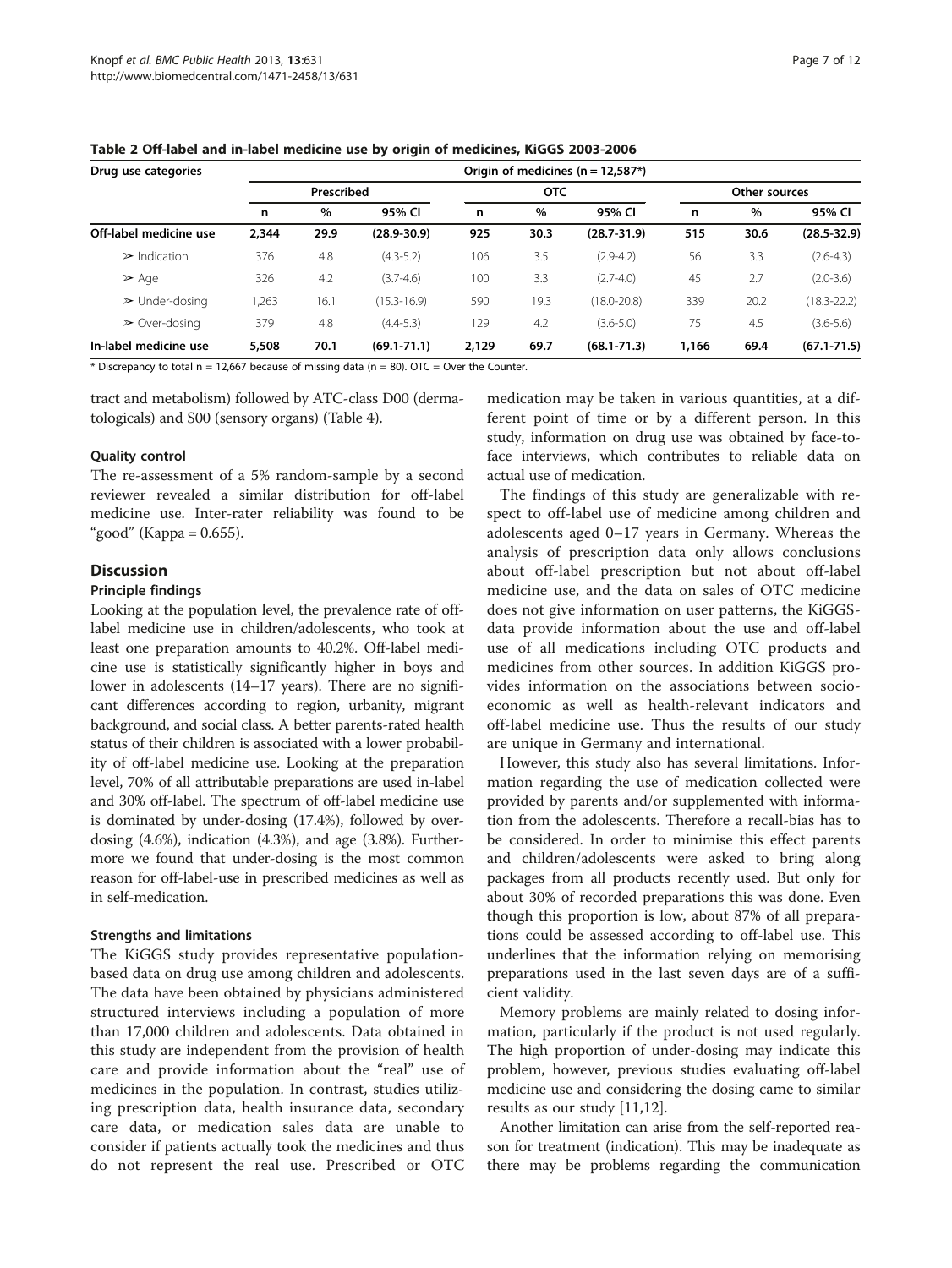**Table 2 Off-label and in-label medicine use by origin of medicines, KiGGS 2003-2006**

| Drug use categories | Origin of medicines (n = 12,587*) | | | | | | | | |
|---|---|---|---|---|---|---|---|---|---|
| | Prescribed | | | OTC | | | Other sources | | |
| | n | % | 95% CI | n | % | 95% CI | n | % | 95% CI |
| **Off-label medicine use** | **2,344** | **29.9** | **(28.9-30.9)** | **925** | **30.3** | **(28.7-31.9)** | **515** | **30.6** | **(28.5-32.9)** |
| ➢ Indication | 376 | 4.8 | (4.3-5.2) | 106 | 3.5 | (2.9-4.2) | 56 | 3.3 | (2.6-4.3) |
| ➢ Age | 326 | 4.2 | (3.7-4.6) | 100 | 3.3 | (2.7-4.0) | 45 | 2.7 | (2.0-3.6) |
| ➢ Under-dosing | 1,263 | 16.1 | (15.3-16.9) | 590 | 19.3 | (18.0-20.8) | 339 | 20.2 | (18.3-22.2) |
| ➢ Over-dosing | 379 | 4.8 | (4.4-5.3) | 129 | 4.2 | (3.6-5.0) | 75 | 4.5 | (3.6-5.6) |
| **In-label medicine use** | **5,508** | **70.1** | **(69.1-71.1)** | **2,129** | **69.7** | **(68.1-71.3)** | **1,166** | **69.4** | **(67.1-71.5)** |

* Discrepancy to total n = 12,667 because of missing data (n = 80). OTC = Over the Counter.

tract and metabolism) followed by ATC-class D00 (dermatologicals) and S00 (sensory organs) (Table 4).

### Quality control

The re-assessment of a 5% random-sample by a second reviewer revealed a similar distribution for off-label medicine use. Inter-rater reliability was found to be "good" (Kappa = 0.655).

## Discussion

### Principle findings

Looking at the population level, the prevalence rate of off-label medicine use in children/adolescents, who took at least one preparation amounts to 40.2%. Off-label medicine use is statistically significantly higher in boys and lower in adolescents (14–17 years). There are no significant differences according to region, urbanity, migrant background, and social class. A better parents-rated health status of their children is associated with a lower probability of off-label medicine use. Looking at the preparation level, 70% of all attributable preparations are used in-label and 30% off-label. The spectrum of off-label medicine use is dominated by under-dosing (17.4%), followed by over-dosing (4.6%), indication (4.3%), and age (3.8%). Furthermore we found that under-dosing is the most common reason for off-label-use in prescribed medicines as well as in self-medication.

### Strengths and limitations

The KiGGS study provides representative population-based data on drug use among children and adolescents. The data have been obtained by physicians administered structured interviews including a population of more than 17,000 children and adolescents. Data obtained in this study are independent from the provision of health care and provide information about the "real" use of medicines in the population. In contrast, studies utilizing prescription data, health insurance data, secondary care data, or medication sales data are unable to consider if patients actually took the medicines and thus do not represent the real use. Prescribed or OTC medication may be taken in various quantities, at a different point of time or by a different person. In this study, information on drug use was obtained by face-to-face interviews, which contributes to reliable data on actual use of medication.

The findings of this study are generalizable with respect to off-label use of medicine among children and adolescents aged 0–17 years in Germany. Whereas the analysis of prescription data only allows conclusions about off-label prescription but not about off-label medicine use, and the data on sales of OTC medicine does not give information on user patterns, the KiGGS-data provide information about the use and off-label use of all medications including OTC products and medicines from other sources. In addition KiGGS provides information on the associations between socio-economic as well as health-relevant indicators and off-label medicine use. Thus the results of our study are unique in Germany and international.

However, this study also has several limitations. Information regarding the use of medication collected were provided by parents and/or supplemented with information from the adolescents. Therefore a recall-bias has to be considered. In order to minimise this effect parents and children/adolescents were asked to bring along packages from all products recently used. But only for about 30% of recorded preparations this was done. Even though this proportion is low, about 87% of all preparations could be assessed according to off-label use. This underlines that the information relying on memorising preparations used in the last seven days are of a sufficient validity.

Memory problems are mainly related to dosing information, particularly if the product is not used regularly. The high proportion of under-dosing may indicate this problem, however, previous studies evaluating off-label medicine use and considering the dosing came to similar results as our study [11,12].

Another limitation can arise from the self-reported reason for treatment (indication). This may be inadequate as there may be problems regarding the communication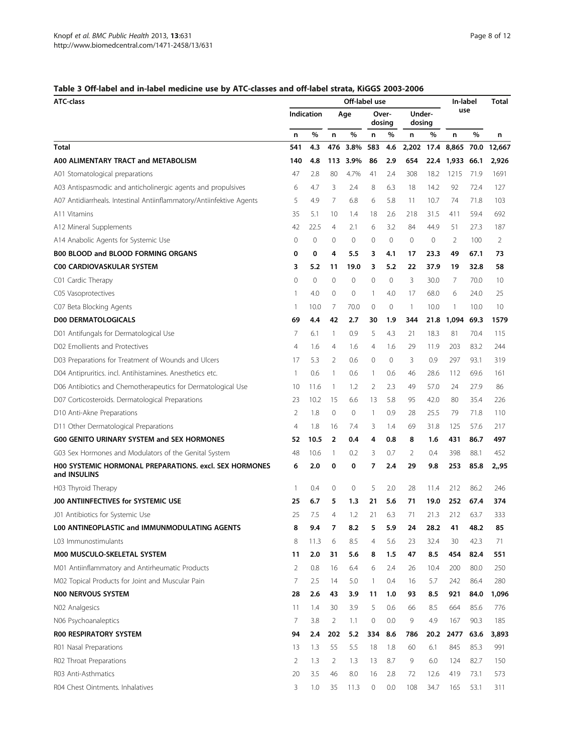### Table 3 Off-label and in-label medicine use by ATC-classes and off-label strata, KiGGS 2003-2006

| ATC-class | Off-label use | | | | | | | | In-label use | | Total |
|---|---|---|---|---|---|---|---|---|---|---|---|
| | Indication | | Age | | Over-dosing | | Under-dosing | | | | |
| | n | % | n | % | n | % | n | % | n | % | n |
| **Total** | **541** | **4.3** | **476** | **3.8%** | **583** | **4.6** | **2,202** | **17.4** | **8,865** | **70.0** | **12,667** |
| **A00 ALIMENTARY TRACT and METABOLISM** | **140** | **4.8** | **113** | **3.9%** | **86** | **2.9** | **654** | **22.4** | **1,933** | **66.1** | **2,926** |
| A01 Stomatological preparations | 47 | 2.8 | 80 | 4.7% | 41 | 2.4 | 308 | 18.2 | 1215 | 71.9 | 1691 |
| A03 Antispasmodic and anticholinergic agents and propulsives | 6 | 4.7 | 3 | 2.4 | 8 | 6.3 | 18 | 14.2 | 92 | 72.4 | 127 |
| A07 Antidiarrheals. Intestinal Antiinflammatory/Antiinfektive Agents | 5 | 4.9 | 7 | 6.8 | 6 | 5.8 | 11 | 10.7 | 74 | 71.8 | 103 |
| A11 Vitamins | 35 | 5.1 | 10 | 1.4 | 18 | 2.6 | 218 | 31.5 | 411 | 59.4 | 692 |
| A12 Mineral Supplements | 42 | 22.5 | 4 | 2.1 | 6 | 3.2 | 84 | 44.9 | 51 | 27.3 | 187 |
| A14 Anabolic Agents for Systemic Use | 0 | 0 | 0 | 0 | 0 | 0 | 0 | 0 | 2 | 100 | 2 |
| **B00 BLOOD and BLOOD FORMING ORGANS** | **0** | **0** | **4** | **5.5** | **3** | **4.1** | **17** | **23.3** | **49** | **67.1** | **73** |
| **C00 CARDIOVASKULAR SYSTEM** | **3** | **5.2** | **11** | **19.0** | **3** | **5.2** | **22** | **37.9** | **19** | **32.8** | **58** |
| C01 Cardic Therapy | 0 | 0 | 0 | 0 | 0 | 0 | 3 | 30.0 | 7 | 70.0 | 10 |
| C05 Vasoprotectives | 1 | 4.0 | 0 | 0 | 1 | 4.0 | 17 | 68.0 | 6 | 24.0 | 25 |
| C07 Beta Blocking Agents | 1 | 10.0 | 7 | 70.0 | 0 | 0 | 1 | 10.0 | 1 | 10.0 | 10 |
| **D00 DERMATOLOGICALS** | **69** | **4.4** | **42** | **2.7** | **30** | **1.9** | **344** | **21.8** | **1,094** | **69.3** | **1579** |
| D01 Antifungals for Dermatological Use | 7 | 6.1 | 1 | 0.9 | 5 | 4.3 | 21 | 18.3 | 81 | 70.4 | 115 |
| D02 Emollients and Protectives | 4 | 1.6 | 4 | 1.6 | 4 | 1.6 | 29 | 11.9 | 203 | 83.2 | 244 |
| D03 Preparations for Treatment of Wounds and Ulcers | 17 | 5.3 | 2 | 0.6 | 0 | 0 | 3 | 0.9 | 297 | 93.1 | 319 |
| D04 Antipruritics. incl. Antihistamines. Anesthetics etc. | 1 | 0.6 | 1 | 0.6 | 1 | 0.6 | 46 | 28.6 | 112 | 69.6 | 161 |
| D06 Antibiotics and Chemotherapeutics for Dermatological Use | 10 | 11.6 | 1 | 1.2 | 2 | 2.3 | 49 | 57.0 | 24 | 27.9 | 86 |
| D07 Corticosteroids. Dermatological Preparations | 23 | 10.2 | 15 | 6.6 | 13 | 5.8 | 95 | 42.0 | 80 | 35.4 | 226 |
| D10 Anti-Akne Preparations | 2 | 1.8 | 0 | 0 | 1 | 0.9 | 28 | 25.5 | 79 | 71.8 | 110 |
| D11 Other Dermatological Preparations | 4 | 1.8 | 16 | 7.4 | 3 | 1.4 | 69 | 31.8 | 125 | 57.6 | 217 |
| **G00 GENITO URINARY SYSTEM and SEX HORMONES** | **52** | **10.5** | **2** | **0.4** | **4** | **0.8** | **8** | **1.6** | **431** | **86.7** | **497** |
| G03 Sex Hormones and Modulators of the Genital System | 48 | 10.6 | 1 | 0.2 | 3 | 0.7 | 2 | 0.4 | 398 | 88.1 | 452 |
| **H00 SYSTEMIC HORMONAL PREPARATIONS. excl. SEX HORMONES and INSULINS** | **6** | **2.0** | **0** | **0** | **7** | **2.4** | **29** | **9.8** | **253** | **85.8** | **2,,95** |
| H03 Thyroid Therapy | 1 | 0.4 | 0 | 0 | 5 | 2.0 | 28 | 11.4 | 212 | 86.2 | 246 |
| **J00 ANTIINFECTIVES for SYSTEMIC USE** | **25** | **6.7** | **5** | **1.3** | **21** | **5.6** | **71** | **19.0** | **252** | **67.4** | **374** |
| J01 Antibiotics for Systemic Use | 25 | 7.5 | 4 | 1.2 | 21 | 6.3 | 71 | 21.3 | 212 | 63.7 | 333 |
| **L00 ANTINEOPLASTIC and IMMUNMODULATING AGENTS** | **8** | **9.4** | **7** | **8.2** | **5** | **5.9** | **24** | **28.2** | **41** | **48.2** | **85** |
| L03 Immunostimulants | 8 | 11.3 | 6 | 8.5 | 4 | 5.6 | 23 | 32.4 | 30 | 42.3 | 71 |
| **M00 MUSCULO-SKELETAL SYSTEM** | **11** | **2.0** | **31** | **5.6** | **8** | **1.5** | **47** | **8.5** | **454** | **82.4** | **551** |
| M01 Antiinflammatory and Antirheumatic Products | 2 | 0.8 | 16 | 6.4 | 6 | 2.4 | 26 | 10.4 | 200 | 80.0 | 250 |
| M02 Topical Products for Joint and Muscular Pain | 7 | 2.5 | 14 | 5.0 | 1 | 0.4 | 16 | 5.7 | 242 | 86.4 | 280 |
| **N00 NERVOUS SYSTEM** | **28** | **2.6** | **43** | **3.9** | **11** | **1.0** | **93** | **8.5** | **921** | **84.0** | **1,096** |
| N02 Analgesics | 11 | 1.4 | 30 | 3.9 | 5 | 0.6 | 66 | 8.5 | 664 | 85.6 | 776 |
| N06 Psychoanaleptics | 7 | 3.8 | 2 | 1.1 | 0 | 0.0 | 9 | 4.9 | 167 | 90.3 | 185 |
| **R00 RESPIRATORY SYSTEM** | **94** | **2.4** | **202** | **5.2** | **334** | **8.6** | **786** | **20.2** | **2477** | **63.6** | **3,893** |
| R01 Nasal Preparations | 13 | 1.3 | 55 | 5.5 | 18 | 1.8 | 60 | 6.1 | 845 | 85.3 | 991 |
| R02 Throat Preparations | 2 | 1.3 | 2 | 1.3 | 13 | 8.7 | 9 | 6.0 | 124 | 82.7 | 150 |
| R03 Anti-Asthmatics | 20 | 3.5 | 46 | 8.0 | 16 | 2.8 | 72 | 12.6 | 419 | 73.1 | 573 |
| R04 Chest Ointments. Inhalatives | 3 | 1.0 | 35 | 11.3 | 0 | 0.0 | 108 | 34.7 | 165 | 53.1 | 311 |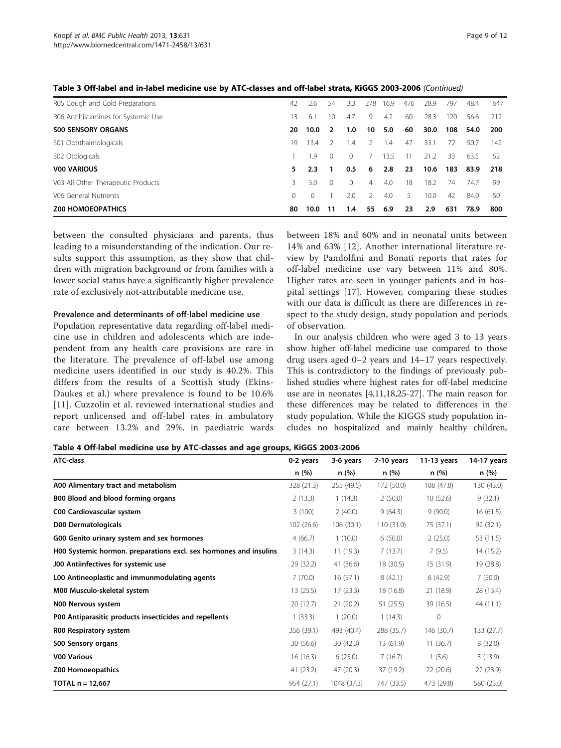**Table 3 Off-label and in-label medicine use by ATC-classes and off-label strata, KiGGS 2003-2006** *(Continued)*

| | | | | | | | | | | | |
|---|---|---|---|---|---|---|---|---|---|---|---|
| R05 Cough and Cold Preparations | 42 | 2.6 | 54 | 3.3 | 278 | 16.9 | 476 | 28.9 | 797 | 48.4 | 1647 |
| R06 Antihistamines for Systemic Use | 13 | 6.1 | 10 | 4.7 | 9 | 4.2 | 60 | 28.3 | 120 | 56.6 | 212 |
| **S00 SENSORY ORGANS** | **20** | **10.0** | **2** | **1.0** | **10** | **5.0** | **60** | **30.0** | **108** | **54.0** | **200** |
| S01 Ophthalmologicals | 19 | 13.4 | 2 | 1.4 | 2 | 1.4 | 47 | 33.1 | 72 | 50.7 | 142 |
| S02 Otologicals | 1 | 1.9 | 0 | 0 | 7 | 13.5 | 11 | 21.2 | 33 | 63.5 | 52 |
| **V00 VARIOUS** | **5** | **2.3** | **1** | **0.5** | **6** | **2.8** | **23** | **10.6** | **183** | **83.9** | **218** |
| V03 All Other Therapeutic Products | 3 | 3.0 | 0 | 0 | 4 | 4.0 | 18 | 18.2 | 74 | 74.7 | 99 |
| V06 General Nutrients | 0 | 0 | 1 | 2.0 | 2 | 4.0 | 5 | 10.0 | 42 | 84.0 | 50 |
| **Z00 HOMOEOPATHICS** | **80** | **10.0** | **11** | **1.4** | **55** | **6.9** | **23** | **2.9** | **631** | **78.9** | **800** |

between the consulted physicians and parents, thus leading to a misunderstanding of the indication. Our results support this assumption, as they show that children with migration background or from families with a lower social status have a significantly higher prevalence rate of exclusively not-attributable medicine use.

### Prevalence and determinants of off-label medicine use

Population representative data regarding off-label medicine use in children and adolescents which are independent from any health care provisions are rare in the literature. The prevalence of off-label use among medicine users identified in our study is 40.2%. This differs from the results of a Scottish study (Ekins-Daukes et al.) where prevalence is found to be 10.6% [11]. Cuzzolin et al. reviewed international studies and report unlicensed and off-label rates in ambulatory care between 13.2% and 29%, in paediatric wards between 18% and 60% and in neonatal units between 14% and 63% [12]. Another international literature review by Pandolfini and Bonati reports that rates for off-label medicine use vary between 11% and 80%. Higher rates are seen in younger patients and in hospital settings [17]. However, comparing these studies with our data is difficult as there are differences in respect to the study design, study population and periods of observation.

In our analysis children who were aged 3 to 13 years show higher off-label medicine use compared to those drug users aged 0–2 years and 14–17 years respectively. This is contradictory to the findings of previously published studies where highest rates for off-label medicine use are in neonates [4,11,18,25-27]. The main reason for these differences may be related to differences in the study population. While the KIGGS study population includes no hospitalized and mainly healthy children,

**Table 4 Off-label medicine use by ATC-classes and age groups, KiGGS 2003-2006**

| ATC-class | 0-2 years | 3-6 years | 7-10 years | 11-13 years | 14-17 years |
|---|---|---|---|---|---|
| | n (%) | n (%) | n (%) | n (%) | n (%) |
| **A00 Alimentary tract and metabolism** | 328 (21.3) | 255 (49.5) | 172 (50.0) | 108 (47.8) | 130 (43.0) |
| **B00 Blood and blood forming organs** | 2 (13.3) | 1 (14.3) | 2 (50.0) | 10 (52.6) | 9 (32.1) |
| **C00 Cardiovascular system** | 3 (100) | 2 (40.0) | 9 (64.3) | 9 (90.0) | 16 (61.5) |
| **D00 Dermatologicals** | 102 (26.6) | 106 (30.1) | 110 (31.0) | 75 (37.1) | 92 (32.1) |
| **G00 Genito urinary system and sex hormones** | 4 (66.7) | 1 (10.0) | 6 (50.0) | 2 (25.0) | 53 (11.5) |
| **H00 Systemic hormon. preparations excl. sex hormones and insulins** | 3 (14.3) | 11 (19.3) | 7 (13.7) | 7 (9.5) | 14 (15.2) |
| **J00 Antiinfectives for systemic use** | 29 (32.2) | 41 (36.6) | 18 (30.5) | 15 (31.9) | 19 (28.8) |
| **L00 Antineoplastic and immunmodulating agents** | 7 (70.0) | 16 (57.1) | 8 (42.1) | 6 (42.9) | 7 (50.0) |
| **M00 Musculo-skeletal system** | 13 (25.5) | 17 (23.3) | 18 (16.8) | 21 (18.9) | 28 (13.4) |
| **N00 Nervous system** | 20 (12.7) | 21 (20.2) | 51 (25.5) | 39 (16.5) | 44 (11.1) |
| **P00 Antiparasitic products insecticides and repellents** | 1 (33.3) | 1 (20.0) | 1 (14.3) | 0 | |
| **R00 Respiratory system** | 356 (39.1) | 493 (40.4) | 288 (35.7) | 146 (30.7) | 133 (27.7) |
| **S00 Sensory organs** | 30 (56.6) | 30 (42.3) | 13 (61.9) | 11 (36.7) | 8 (32.0) |
| **V00 Various** | 16 (16.3) | 6 (25.0) | 7 (16.7) | 1 (5.6) | 5 (13.9) |
| **Z00 Homoeopathics** | 41 (23.2) | 47 (20.3) | 37 (19.2) | 22 (20.6) | 22 (23.9) |
| **TOTAL n = 12,667** | 954 (27.1) | 1048 (37.3) | 747 (33.5) | 473 (29.8) | 580 (23.0) |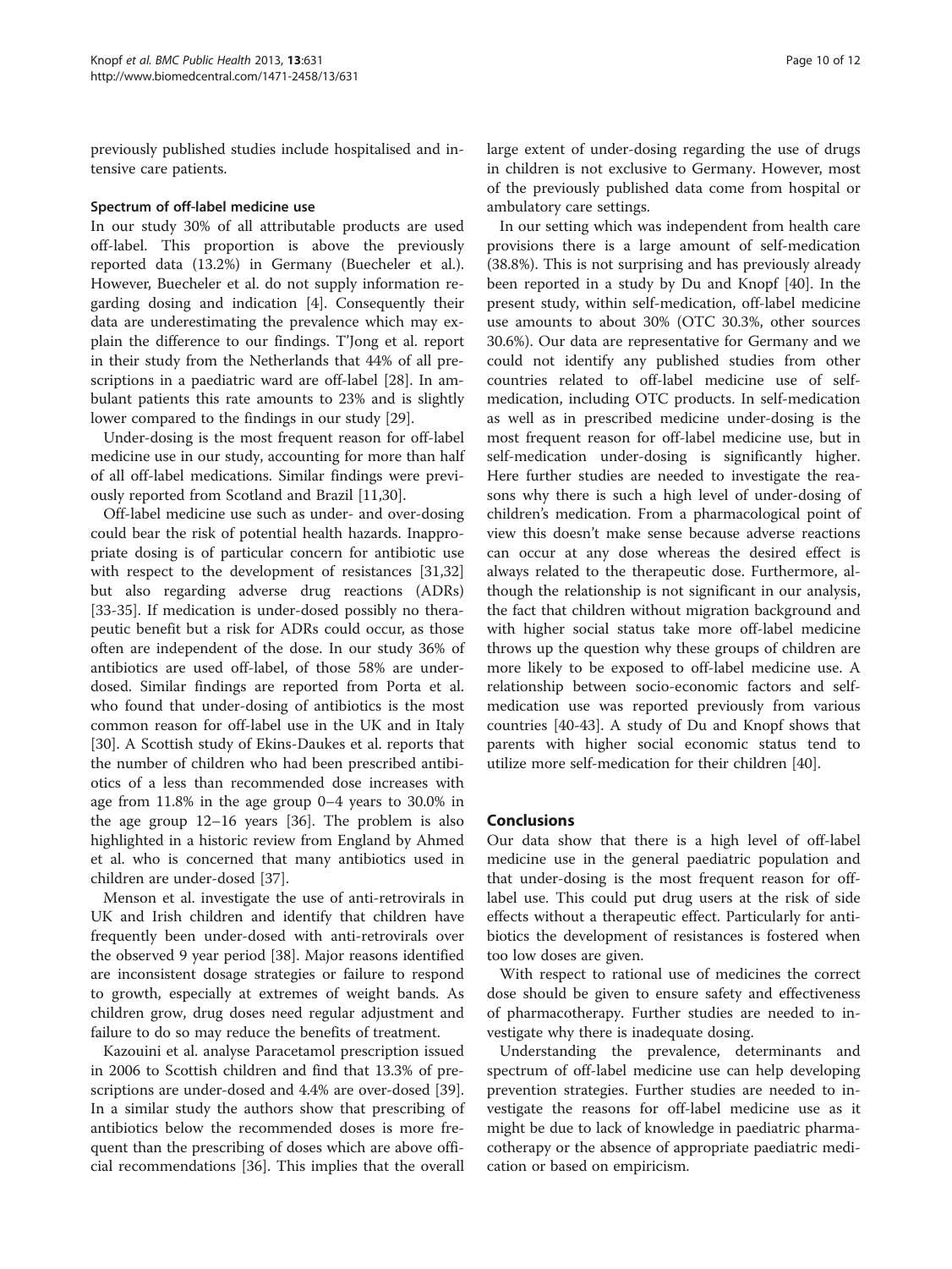previously published studies include hospitalised and intensive care patients.

### Spectrum of off-label medicine use

In our study 30% of all attributable products are used off-label. This proportion is above the previously reported data (13.2%) in Germany (Buecheler et al.). However, Buecheler et al. do not supply information regarding dosing and indication [4]. Consequently their data are underestimating the prevalence which may explain the difference to our findings. T'Jong et al. report in their study from the Netherlands that 44% of all prescriptions in a paediatric ward are off-label [28]. In ambulant patients this rate amounts to 23% and is slightly lower compared to the findings in our study [29].

Under-dosing is the most frequent reason for off-label medicine use in our study, accounting for more than half of all off-label medications. Similar findings were previously reported from Scotland and Brazil [11,30].

Off-label medicine use such as under- and over-dosing could bear the risk of potential health hazards. Inappropriate dosing is of particular concern for antibiotic use with respect to the development of resistances [31,32] but also regarding adverse drug reactions (ADRs) [33-35]. If medication is under-dosed possibly no therapeutic benefit but a risk for ADRs could occur, as those often are independent of the dose. In our study 36% of antibiotics are used off-label, of those 58% are under-dosed. Similar findings are reported from Porta et al. who found that under-dosing of antibiotics is the most common reason for off-label use in the UK and in Italy [30]. A Scottish study of Ekins-Daukes et al. reports that the number of children who had been prescribed antibiotics of a less than recommended dose increases with age from 11.8% in the age group 0–4 years to 30.0% in the age group 12–16 years [36]. The problem is also highlighted in a historic review from England by Ahmed et al. who is concerned that many antibiotics used in children are under-dosed [37].

Menson et al. investigate the use of anti-retrovirals in UK and Irish children and identify that children have frequently been under-dosed with anti-retrovirals over the observed 9 year period [38]. Major reasons identified are inconsistent dosage strategies or failure to respond to growth, especially at extremes of weight bands. As children grow, drug doses need regular adjustment and failure to do so may reduce the benefits of treatment.

Kazouini et al. analyse Paracetamol prescription issued in 2006 to Scottish children and find that 13.3% of prescriptions are under-dosed and 4.4% are over-dosed [39]. In a similar study the authors show that prescribing of antibiotics below the recommended doses is more frequent than the prescribing of doses which are above official recommendations [36]. This implies that the overall large extent of under-dosing regarding the use of drugs in children is not exclusive to Germany. However, most of the previously published data come from hospital or ambulatory care settings.

In our setting which was independent from health care provisions there is a large amount of self-medication (38.8%). This is not surprising and has previously already been reported in a study by Du and Knopf [40]. In the present study, within self-medication, off-label medicine use amounts to about 30% (OTC 30.3%, other sources 30.6%). Our data are representative for Germany and we could not identify any published studies from other countries related to off-label medicine use of self-medication, including OTC products. In self-medication as well as in prescribed medicine under-dosing is the most frequent reason for off-label medicine use, but in self-medication under-dosing is significantly higher. Here further studies are needed to investigate the reasons why there is such a high level of under-dosing of children's medication. From a pharmacological point of view this doesn't make sense because adverse reactions can occur at any dose whereas the desired effect is always related to the therapeutic dose. Furthermore, although the relationship is not significant in our analysis, the fact that children without migration background and with higher social status take more off-label medicine throws up the question why these groups of children are more likely to be exposed to off-label medicine use. A relationship between socio-economic factors and self-medication use was reported previously from various countries [40-43]. A study of Du and Knopf shows that parents with higher social economic status tend to utilize more self-medication for their children [40].

## Conclusions

Our data show that there is a high level of off-label medicine use in the general paediatric population and that under-dosing is the most frequent reason for off-label use. This could put drug users at the risk of side effects without a therapeutic effect. Particularly for antibiotics the development of resistances is fostered when too low doses are given.

With respect to rational use of medicines the correct dose should be given to ensure safety and effectiveness of pharmacotherapy. Further studies are needed to investigate why there is inadequate dosing.

Understanding the prevalence, determinants and spectrum of off-label medicine use can help developing prevention strategies. Further studies are needed to investigate the reasons for off-label medicine use as it might be due to lack of knowledge in paediatric pharmacotherapy or the absence of appropriate paediatric medication or based on empiricism.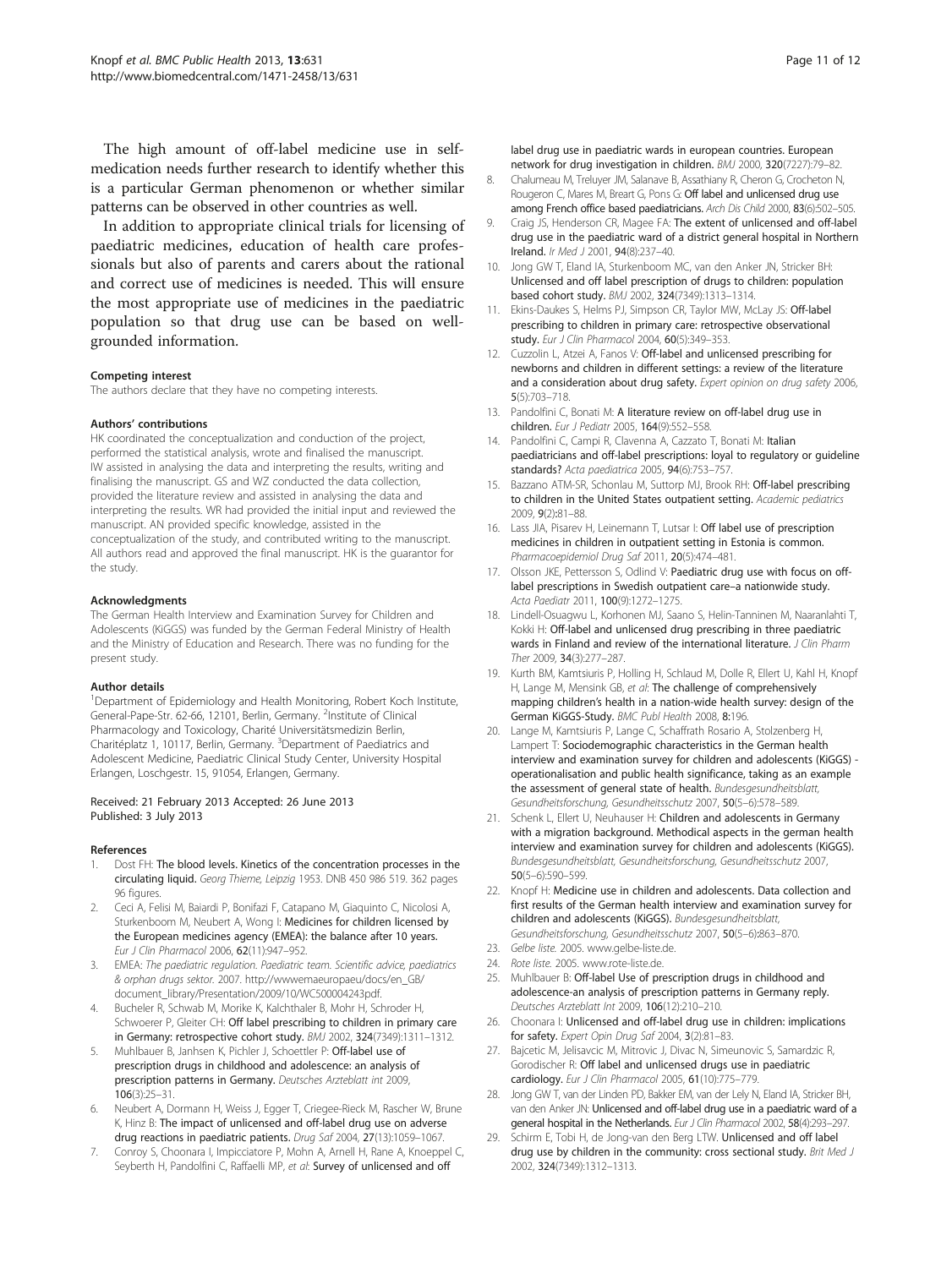The high amount of off-label medicine use in self-medication needs further research to identify whether this is a particular German phenomenon or whether similar patterns can be observed in other countries as well.

In addition to appropriate clinical trials for licensing of paediatric medicines, education of health care professionals but also of parents and carers about the rational and correct use of medicines is needed. This will ensure the most appropriate use of medicines in the paediatric population so that drug use can be based on well-grounded information.

#### Competing interest

The authors declare that they have no competing interests.

#### Authors' contributions

HK coordinated the conceptualization and conduction of the project, performed the statistical analysis, wrote and finalised the manuscript. IW assisted in analysing the data and interpreting the results, writing and finalising the manuscript. GS and WZ conducted the data collection, provided the literature review and assisted in analysing the data and interpreting the results. WR had provided the initial input and reviewed the manuscript. AN provided specific knowledge, assisted in the conceptualization of the study, and contributed writing to the manuscript. All authors read and approved the final manuscript. HK is the guarantor for the study.

#### Acknowledgments

The German Health Interview and Examination Survey for Children and Adolescents (KiGGS) was funded by the German Federal Ministry of Health and the Ministry of Education and Research. There was no funding for the present study.

#### Author details

[1]Department of Epidemiology and Health Monitoring, Robert Koch Institute, General-Pape-Str. 62-66, 12101, Berlin, Germany. [2]Institute of Clinical Pharmacology and Toxicology, Charité Universitätsmedizin Berlin, Charitéplatz 1, 10117, Berlin, Germany. [3]Department of Paediatrics and Adolescent Medicine, Paediatric Clinical Study Center, University Hospital Erlangen, Loschgestr. 15, 91054, Erlangen, Germany.

Received: 21 February 2013 Accepted: 26 June 2013
Published: 3 July 2013

#### References

1. Dost FH: **The blood levels. Kinetics of the concentration processes in the circulating liquid.** *Georg Thieme, Leipzig* 1953. DNB 450 986 519. 362 pages 96 figures.
2. Ceci A, Felisi M, Baiardi P, Bonifazi F, Catapano M, Giaquinto C, Nicolosi A, Sturkenboom M, Neubert A, Wong I: **Medicines for children licensed by the European medicines agency (EMEA): the balance after 10 years.** *Eur J Clin Pharmacol* 2006, **62**(11):947–952.
3. EMEA: *The paediatric regulation. Paediatric team. Scientific advice, paediatrics & orphan drugs sektor.* 2007. http://wwwemaeuropaeu/docs/en_GB/document_library/Presentation/2009/10/WC500004243pdf.
4. Bucheler R, Schwab M, Morike K, Kalchthaler B, Mohr H, Schroder H, Schwoerer P, Gleiter CH: **Off label prescribing to children in primary care in Germany: retrospective cohort study.** *BMJ* 2002, **324**(7349):1311–1312.
5. Muhlbauer B, Janhsen K, Pichler J, Schoettler P: **Off-label use of prescription drugs in childhood and adolescence: an analysis of prescription patterns in Germany.** *Deutsches Arzteblatt int* 2009, **106**(3):25–31.
6. Neubert A, Dormann H, Weiss J, Egger T, Criegee-Rieck M, Rascher W, Brune K, Hinz B: **The impact of unlicensed and off-label drug use on adverse drug reactions in paediatric patients.** *Drug Saf* 2004, **27**(13):1059–1067.
7. Conroy S, Choonara I, Impicciatore P, Mohn A, Arnell H, Rane A, Knoeppel C, Seyberth H, Pandolfini C, Raffaelli MP, *et al*: **Survey of unlicensed and off label drug use in paediatric wards in european countries. European network for drug investigation in children.** *BMJ* 2000, **320**(7227):79–82.
8. Chalumeau M, Treluyer JM, Salanave B, Assathiany R, Cheron G, Crocheton N, Rougeron C, Mares M, Breart G, Pons G: **Off label and unlicensed drug use among French office based paediatricians.** *Arch Dis Child* 2000, **83**(6):502–505.
9. Craig JS, Henderson CR, Magee FA: **The extent of unlicensed and off-label drug use in the paediatric ward of a district general hospital in Northern Ireland.** *Ir Med J* 2001, **94**(8):237–40.
10. Jong GW T, Eland IA, Sturkenboom MC, van den Anker JN, Stricker BH: **Unlicensed and off label prescription of drugs to children: population based cohort study.** *BMJ* 2002, **324**(7349):1313–1314.
11. Ekins-Daukes S, Helms PJ, Simpson CR, Taylor MW, McLay JS: **Off-label prescribing to children in primary care: retrospective observational study.** *Eur J Clin Pharmacol* 2004, **60**(5):349–353.
12. Cuzzolin L, Atzei A, Fanos V: **Off-label and unlicensed prescribing for newborns and children in different settings: a review of the literature and a consideration about drug safety.** *Expert opinion on drug safety* 2006, **5**(5):703–718.
13. Pandolfini C, Bonati M: **A literature review on off-label drug use in children.** *Eur J Pediatr* 2005, **164**(9):552–558.
14. Pandolfini C, Campi R, Clavenna A, Cazzato T, Bonati M: **Italian paediatricians and off-label prescriptions: loyal to regulatory or guideline standards?** *Acta paediatrica* 2005, **94**(6):753–757.
15. Bazzano ATM-SR, Schonlau M, Suttorp MJ, Brook RH: **Off-label prescribing to children in the United States outpatient setting.** *Academic pediatrics* 2009, **9**(2):81–88.
16. Lass JIA, Pisarev H, Leinemann T, Lutsar I: **Off label use of prescription medicines in children in outpatient setting in Estonia is common.** *Pharmacoepidemiol Drug Saf* 2011, **20**(5):474–481.
17. Olsson JKE, Pettersson S, Odlind V: **Paediatric drug use with focus on off-label prescriptions in Swedish outpatient care–a nationwide study.** *Acta Paediatr* 2011, **100**(9):1272–1275.
18. Lindell-Osuagwu L, Korhonen MJ, Saano S, Helin-Tanninen M, Naaranlahti T, Kokki H: **Off-label and unlicensed drug prescribing in three paediatric wards in Finland and review of the international literature.** *J Clin Pharm Ther* 2009, **34**(3):277–287.
19. Kurth BM, Kamtsiuris P, Holling H, Schlaud M, Dolle R, Ellert U, Kahl H, Knopf H, Lange M, Mensink GB, *et al*: **The challenge of comprehensively mapping children's health in a nation-wide health survey: design of the German KiGGS-Study.** *BMC Publ Health* 2008, **8**:196.
20. Lange M, Kamtsiuris P, Lange C, Schaffrath Rosario A, Stolzenberg H, Lampert T: **Sociodemographic characteristics in the German health interview and examination survey for children and adolescents (KiGGS) - operationalisation and public health significance, taking as an example the assessment of general state of health.** *Bundesgesundheitsblatt, Gesundheitsforschung, Gesundheitsschutz* 2007, **50**(5–6):578–589.
21. Schenk L, Ellert U, Neuhauser H: **Children and adolescents in Germany with a migration background. Methodical aspects in the german health interview and examination survey for children and adolescents (KiGGS).** *Bundesgesundheitsblatt, Gesundheitsforschung, Gesundheitsschutz* 2007, **50**(5–6):590–599.
22. Knopf H: **Medicine use in children and adolescents. Data collection and first results of the German health interview and examination survey for children and adolescents (KiGGS).** *Bundesgesundheitsblatt, Gesundheitsforschung, Gesundheitsschutz* 2007, **50**(5–6):863–870.
23. *Gelbe liste.* 2005. www.gelbe-liste.de.
24. *Rote liste.* 2005. www.rote-liste.de.
25. Muhlbauer B: **Off-label Use of prescription drugs in childhood and adolescence-an analysis of prescription patterns in Germany reply.** *Deutsches Arzteblatt Int* 2009, **106**(12):210–210.
26. Choonara I: **Unlicensed and off-label drug use in children: implications for safety.** *Expert Opin Drug Saf* 2004, **3**(2):81–83.
27. Bajcetic M, Jelisavcic M, Mitrovic J, Divac N, Simeunovic S, Samardzic R, Gorodischer R: **Off label and unlicensed drugs use in paediatric cardiology.** *Eur J Clin Pharmacol* 2005, **61**(10):775–779.
28. Jong GW T, van der Linden PD, Bakker EM, van der Lely N, Eland IA, Stricker BH, van den Anker JN: **Unlicensed and off-label drug use in a paediatric ward of a general hospital in the Netherlands.** *Eur J Clin Pharmacol* 2002, **58**(4):293–297.
29. Schirm E, Tobi H, de Jong-van den Berg LTW: **Unlicensed and off label drug use by children in the community: cross sectional study.** *Brit Med J* 2002, **324**(7349):1312–1313.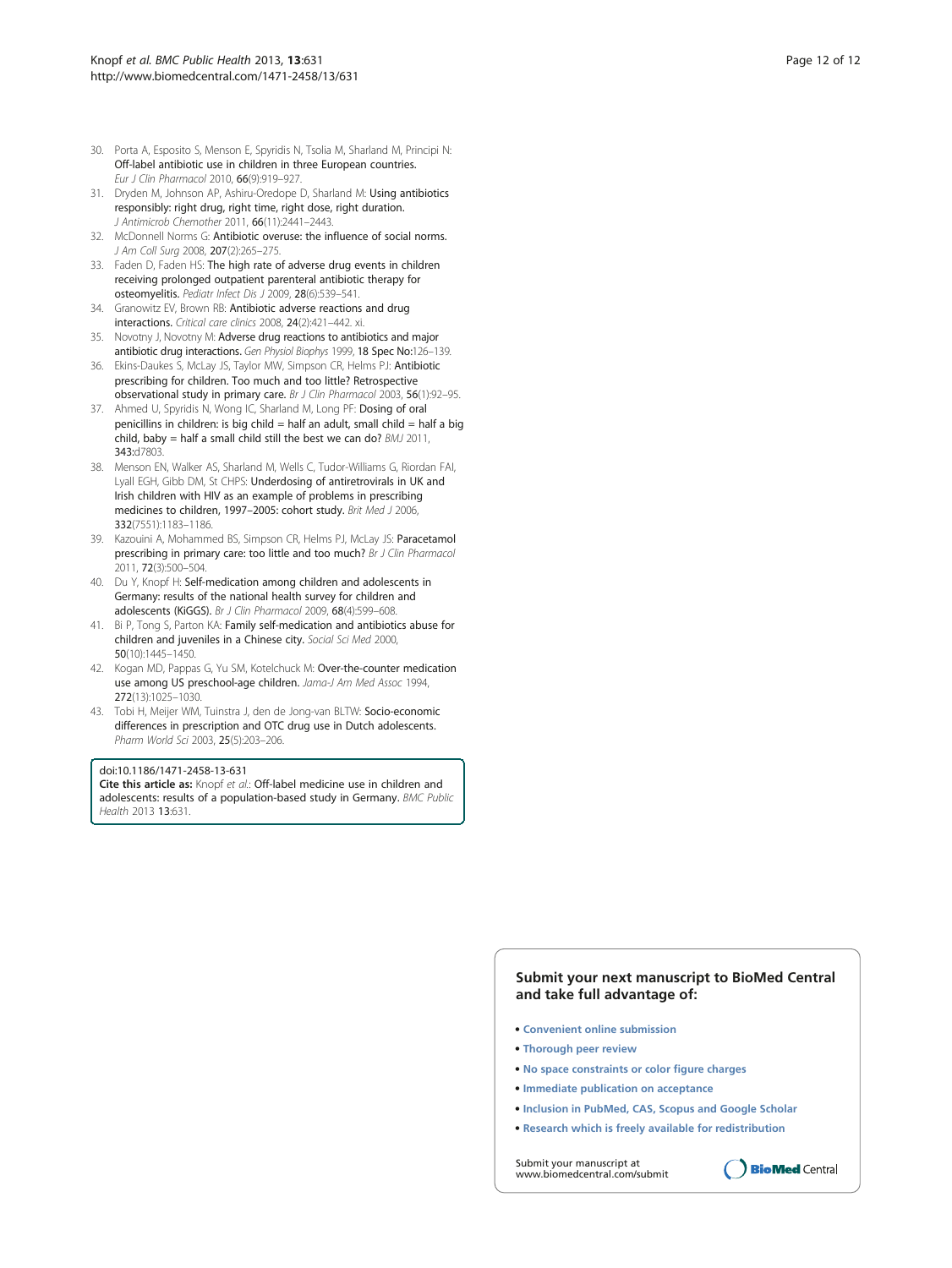30. Porta A, Esposito S, Menson E, Spyridis N, Tsolia M, Sharland M, Principi N: Off-label antibiotic use in children in three European countries. *Eur J Clin Pharmacol* 2010, **66**(9):919–927.
31. Dryden M, Johnson AP, Ashiru-Oredope D, Sharland M: Using antibiotics responsibly: right drug, right time, right dose, right duration. *J Antimicrob Chemother* 2011, **66**(11):2441–2443.
32. McDonnell Norms G: Antibiotic overuse: the influence of social norms. *J Am Coll Surg* 2008, **207**(2):265–275.
33. Faden D, Faden HS: The high rate of adverse drug events in children receiving prolonged outpatient parenteral antibiotic therapy for osteomyelitis. *Pediatr Infect Dis J* 2009, **28**(6):539–541.
34. Granowitz EV, Brown RB: Antibiotic adverse reactions and drug interactions. *Critical care clinics* 2008, **24**(2):421–442. xi.
35. Novotny J, Novotny M: Adverse drug reactions to antibiotics and major antibiotic drug interactions. *Gen Physiol Biophys* 1999, 18 Spec No:126–139.
36. Ekins-Daukes S, McLay JS, Taylor MW, Simpson CR, Helms PJ: Antibiotic prescribing for children. Too much and too little? Retrospective observational study in primary care. *Br J Clin Pharmacol* 2003, **56**(1):92–95.
37. Ahmed U, Spyridis N, Wong IC, Sharland M, Long PF: Dosing of oral penicillins in children: is big child = half an adult, small child = half a big child, baby = half a small child still the best we can do? *BMJ* 2011, **343**:d7803.
38. Menson EN, Walker AS, Sharland M, Wells C, Tudor-Williams G, Riordan FAI, Lyall EGH, Gibb DM, St CHPS: Underdosing of antiretrovirals in UK and Irish children with HIV as an example of problems in prescribing medicines to children, 1997–2005: cohort study. *Brit Med J* 2006, **332**(7551):1183–1186.
39. Kazouini A, Mohammed BS, Simpson CR, Helms PJ, McLay JS: Paracetamol prescribing in primary care: too little and too much? *Br J Clin Pharmacol* 2011, **72**(3):500–504.
40. Du Y, Knopf H: Self-medication among children and adolescents in Germany: results of the national health survey for children and adolescents (KiGGS). *Br J Clin Pharmacol* 2009, **68**(4):599–608.
41. Bi P, Tong S, Parton KA: Family self-medication and antibiotics abuse for children and juveniles in a Chinese city. *Social Sci Med* 2000, **50**(10):1445–1450.
42. Kogan MD, Pappas G, Yu SM, Kotelchuck M: Over-the-counter medication use among US preschool-age children. *Jama-J Am Med Assoc* 1994, **272**(13):1025–1030.
43. Tobi H, Meijer WM, Tuinstra J, den de Jong-van BLTW: Socio-economic differences in prescription and OTC drug use in Dutch adolescents. *Pharm World Sci* 2003, **25**(5):203–206.

doi:10.1186/1471-2458-13-631

**Cite this article as:** Knopf *et al.*: Off-label medicine use in children and adolescents: results of a population-based study in Germany. *BMC Public Health* 2013 **13**:631.

**Submit your next manuscript to BioMed Central and take full advantage of:**

- **Convenient online submission**
- **Thorough peer review**
- **No space constraints or color figure charges**
- **Immediate publication on acceptance**
- **Inclusion in PubMed, CAS, Scopus and Google Scholar**
- **Research which is freely available for redistribution**

Submit your manuscript at
www.biomedcentral.com/submit

BioMed Central